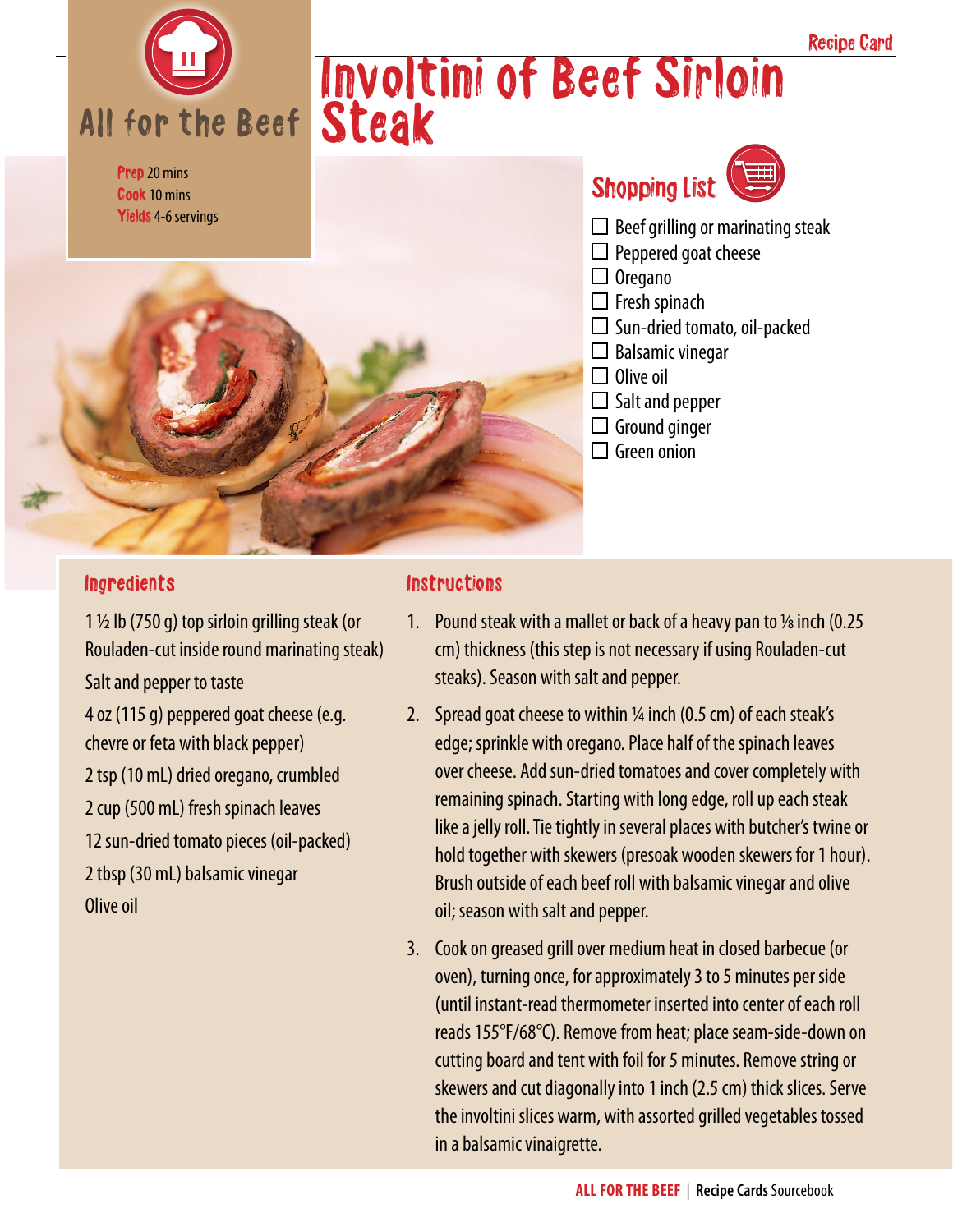Recipe Card

All for the Beef

# Involtini of Beef Sirloin Steak

**Prep** 20 mins
**Cook** 10 mins
**Yields** 4-6 servings

## Shopping List

- ☐ Beef grilling or marinating steak
- ☐ Peppered goat cheese
- ☐ Oregano
- ☐ Fresh spinach
- ☐ Sun-dried tomato, oil-packed
- ☐ Balsamic vinegar
- ☐ Olive oil
- ☐ Salt and pepper
- ☐ Ground ginger
- ☐ Green onion

## Ingredients

1 ½ lb (750 g) top sirloin grilling steak (or Rouladen-cut inside round marinating steak)

Salt and pepper to taste

4 oz (115 g) peppered goat cheese (e.g. chevre or feta with black pepper)

2 tsp (10 mL) dried oregano, crumbled

2 cup (500 mL) fresh spinach leaves

12 sun-dried tomato pieces (oil-packed)

2 tbsp (30 mL) balsamic vinegar

Olive oil

## Instructions

1. Pound steak with a mallet or back of a heavy pan to ⅛ inch (0.25 cm) thickness (this step is not necessary if using Rouladen-cut steaks). Season with salt and pepper.
2. Spread goat cheese to within ¼ inch (0.5 cm) of each steak's edge; sprinkle with oregano. Place half of the spinach leaves over cheese. Add sun-dried tomatoes and cover completely with remaining spinach. Starting with long edge, roll up each steak like a jelly roll. Tie tightly in several places with butcher's twine or hold together with skewers (presoak wooden skewers for 1 hour). Brush outside of each beef roll with balsamic vinegar and olive oil; season with salt and pepper.
3. Cook on greased grill over medium heat in closed barbecue (or oven), turning once, for approximately 3 to 5 minutes per side (until instant-read thermometer inserted into center of each roll reads 155°F/68°C). Remove from heat; place seam-side-down on cutting board and tent with foil for 5 minutes. Remove string or skewers and cut diagonally into 1 inch (2.5 cm) thick slices. Serve the involtini slices warm, with assorted grilled vegetables tossed in a balsamic vinaigrette.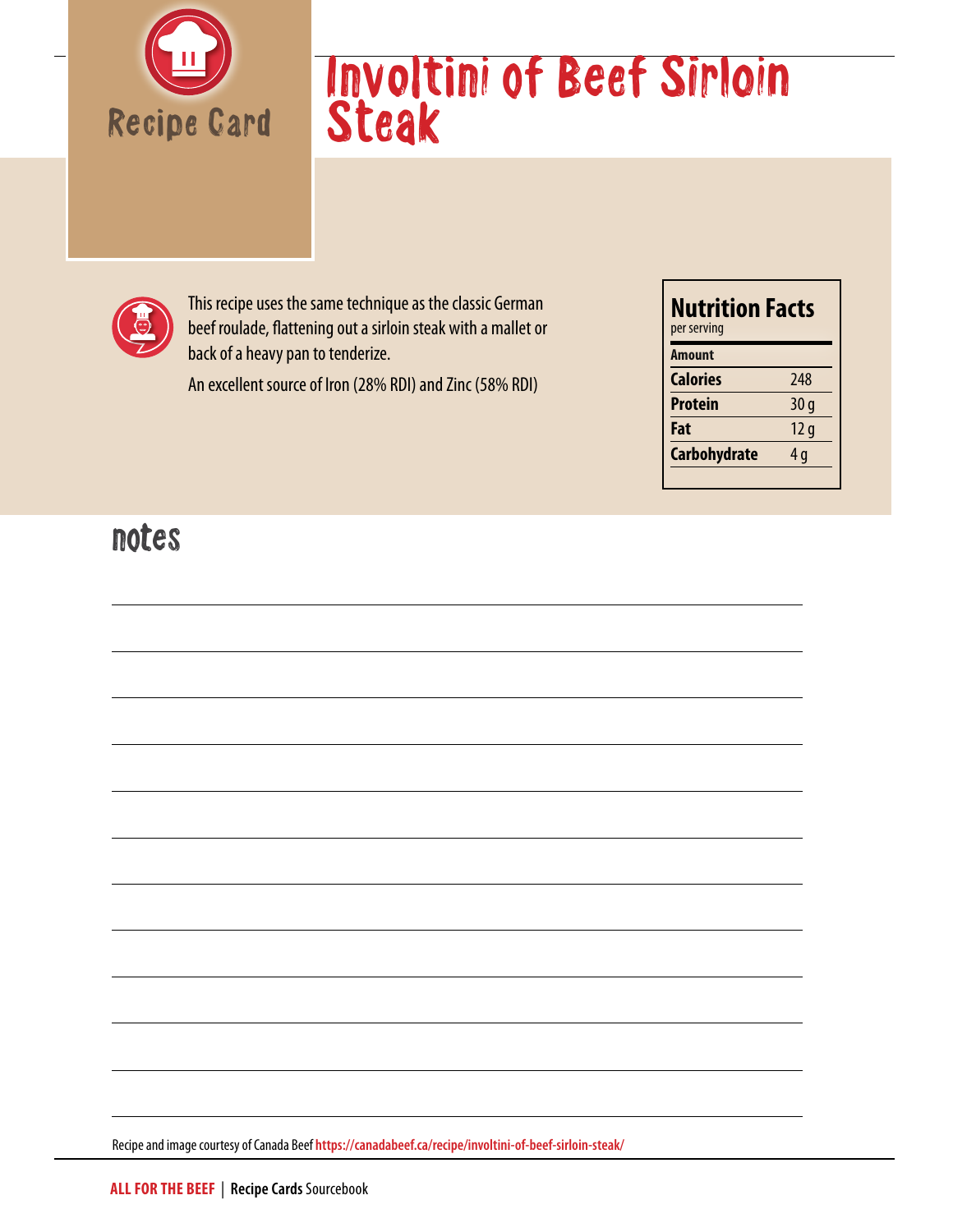Recipe Card

# Involtini of Beef Sirloin Steak

This recipe uses the same technique as the classic German beef roulade, flattening out a sirloin steak with a mallet or back of a heavy pan to tenderize.

An excellent source of Iron (28% RDI) and Zinc (58% RDI)

**Nutrition Facts**
per serving

| **Amount** | |
|---|---|
| **Calories** | 248 |
| **Protein** | 30 g |
| **Fat** | 12 g |
| **Carbohydrate** | 4 g |

## notes

Recipe and image courtesy of Canada Beef https://canadabeef.ca/recipe/involtini-of-beef-sirloin-steak/